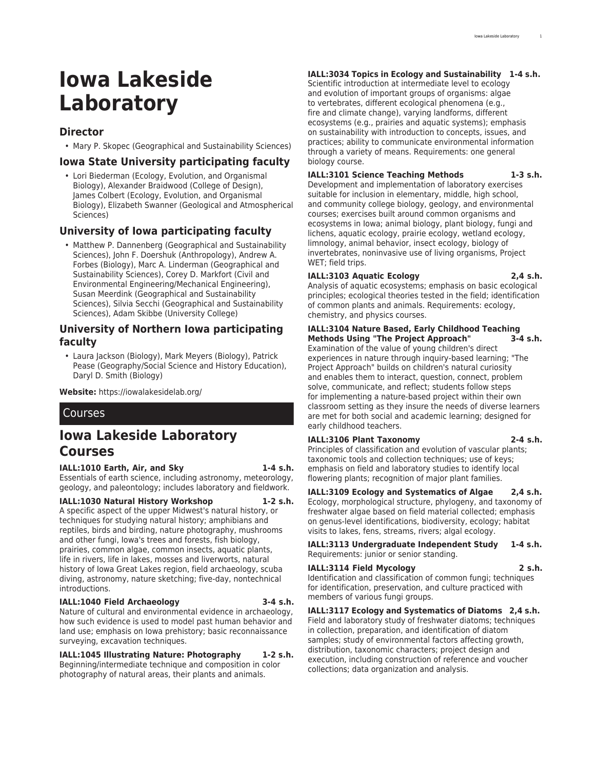# Iowa Lakeside Laboratory

## Director

- Mary P. Skopec (Geographical and Sustainability Sciences)

## Iowa State University participating faculty

- Lori Biederman (Ecology, Evolution, and Organismal Biology), Alexander Braidwood (College of Design), James Colbert (Ecology, Evolution, and Organismal Biology), Elizabeth Swanner (Geological and Atmospherical Sciences)

## University of Iowa participating faculty

- Matthew P. Dannenberg (Geographical and Sustainability Sciences), John F. Doershuk (Anthropology), Andrew A. Forbes (Biology), Marc A. Linderman (Geographical and Sustainability Sciences), Corey D. Markfort (Civil and Environmental Engineering/Mechanical Engineering), Susan Meerdink (Geographical and Sustainability Sciences), Silvia Secchi (Geographical and Sustainability Sciences), Adam Skibbe (University College)

## University of Northern Iowa participating faculty

- Laura Jackson (Biology), Mark Meyers (Biology), Patrick Pease (Geography/Social Science and History Education), Daryl D. Smith (Biology)

**Website:** https://iowalakesidelab.org/

## Courses

## Iowa Lakeside Laboratory Courses

**IALL:1010 Earth, Air, and Sky 1-4 s.h.**
Essentials of earth science, including astronomy, meteorology, geology, and paleontology; includes laboratory and fieldwork.

**IALL:1030 Natural History Workshop 1-2 s.h.**
A specific aspect of the upper Midwest's natural history, or techniques for studying natural history; amphibians and reptiles, birds and birding, nature photography, mushrooms and other fungi, Iowa's trees and forests, fish biology, prairies, common algae, common insects, aquatic plants, life in rivers, life in lakes, mosses and liverworts, natural history of Iowa Great Lakes region, field archaeology, scuba diving, astronomy, nature sketching; five-day, nontechnical introductions.

**IALL:1040 Field Archaeology 3-4 s.h.**
Nature of cultural and environmental evidence in archaeology, how such evidence is used to model past human behavior and land use; emphasis on Iowa prehistory; basic reconnaissance surveying, excavation techniques.

**IALL:1045 Illustrating Nature: Photography 1-2 s.h.**
Beginning/intermediate technique and composition in color photography of natural areas, their plants and animals.

**IALL:3034 Topics in Ecology and Sustainability 1-4 s.h.**
Scientific introduction at intermediate level to ecology and evolution of important groups of organisms: algae to vertebrates, different ecological phenomena (e.g., fire and climate change), varying landforms, different ecosystems (e.g., prairies and aquatic systems); emphasis on sustainability with introduction to concepts, issues, and practices; ability to communicate environmental information through a variety of means. Requirements: one general biology course.

**IALL:3101 Science Teaching Methods 1-3 s.h.**
Development and implementation of laboratory exercises suitable for inclusion in elementary, middle, high school, and community college biology, geology, and environmental courses; exercises built around common organisms and ecosystems in Iowa; animal biology, plant biology, fungi and lichens, aquatic ecology, prairie ecology, wetland ecology, limnology, animal behavior, insect ecology, biology of invertebrates, noninvasive use of living organisms, Project WET; field trips.

**IALL:3103 Aquatic Ecology 2,4 s.h.**
Analysis of aquatic ecosystems; emphasis on basic ecological principles; ecological theories tested in the field; identification of common plants and animals. Requirements: ecology, chemistry, and physics courses.

**IALL:3104 Nature Based, Early Childhood Teaching Methods Using "The Project Approach" 3-4 s.h.**
Examination of the value of young children's direct experiences in nature through inquiry-based learning; "The Project Approach" builds on children's natural curiosity and enables them to interact, question, connect, problem solve, communicate, and reflect; students follow steps for implementing a nature-based project within their own classroom setting as they insure the needs of diverse learners are met for both social and academic learning; designed for early childhood teachers.

**IALL:3106 Plant Taxonomy 2-4 s.h.**
Principles of classification and evolution of vascular plants; taxonomic tools and collection techniques; use of keys; emphasis on field and laboratory studies to identify local flowering plants; recognition of major plant families.

**IALL:3109 Ecology and Systematics of Algae 2,4 s.h.**
Ecology, morphological structure, phylogeny, and taxonomy of freshwater algae based on field material collected; emphasis on genus-level identifications, biodiversity, ecology; habitat visits to lakes, fens, streams, rivers; algal ecology.

**IALL:3113 Undergraduate Independent Study 1-4 s.h.**
Requirements: junior or senior standing.

**IALL:3114 Field Mycology 2 s.h.**
Identification and classification of common fungi; techniques for identification, preservation, and culture practiced with members of various fungi groups.

**IALL:3117 Ecology and Systematics of Diatoms 2,4 s.h.**
Field and laboratory study of freshwater diatoms; techniques in collection, preparation, and identification of diatom samples; study of environmental factors affecting growth, distribution, taxonomic characters; project design and execution, including construction of reference and voucher collections; data organization and analysis.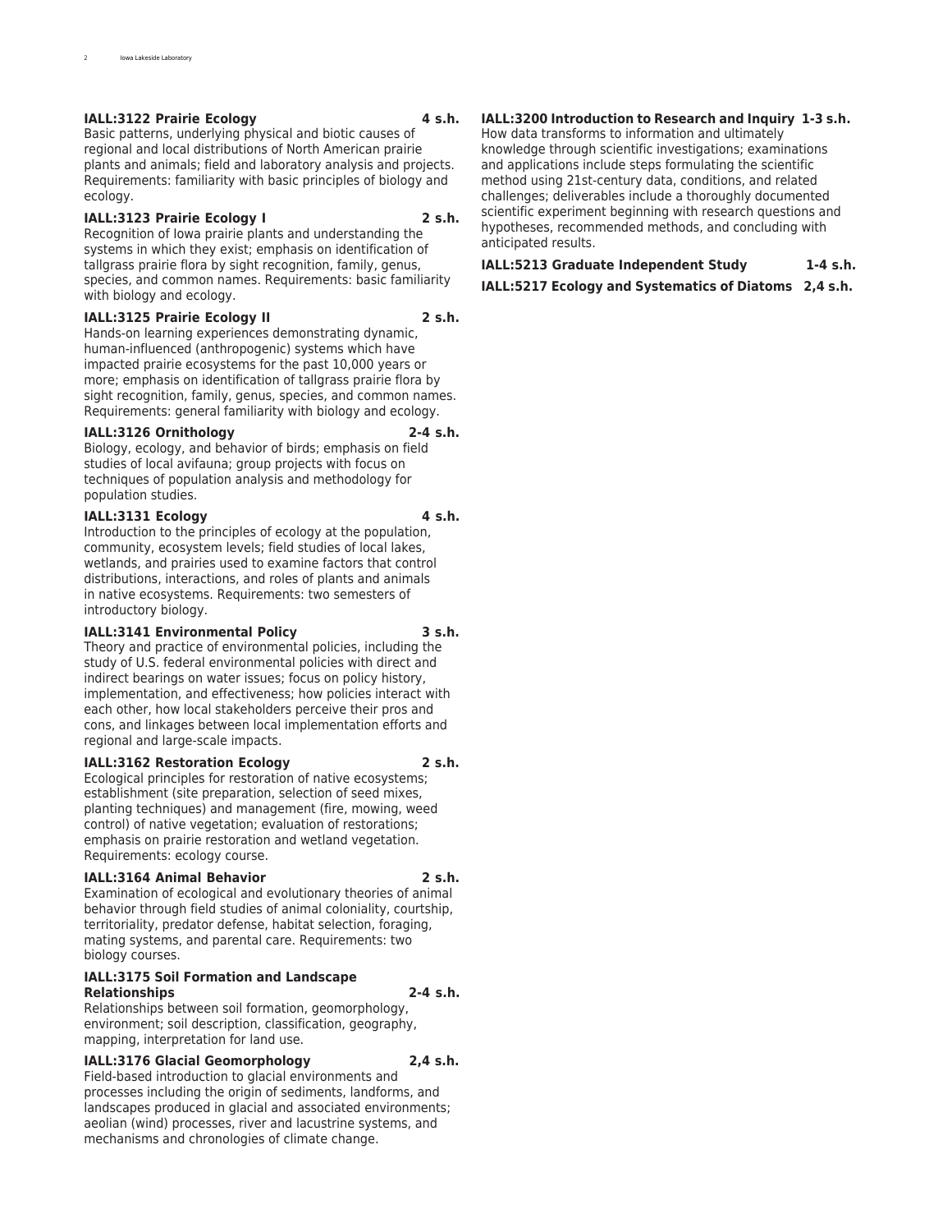**IALL:3122 Prairie Ecology 4 s.h.**
Basic patterns, underlying physical and biotic causes of regional and local distributions of North American prairie plants and animals; field and laboratory analysis and projects. Requirements: familiarity with basic principles of biology and ecology.

**IALL:3123 Prairie Ecology I 2 s.h.**
Recognition of Iowa prairie plants and understanding the systems in which they exist; emphasis on identification of tallgrass prairie flora by sight recognition, family, genus, species, and common names. Requirements: basic familiarity with biology and ecology.

**IALL:3125 Prairie Ecology II 2 s.h.**
Hands-on learning experiences demonstrating dynamic, human-influenced (anthropogenic) systems which have impacted prairie ecosystems for the past 10,000 years or more; emphasis on identification of tallgrass prairie flora by sight recognition, family, genus, species, and common names. Requirements: general familiarity with biology and ecology.

**IALL:3126 Ornithology 2-4 s.h.**
Biology, ecology, and behavior of birds; emphasis on field studies of local avifauna; group projects with focus on techniques of population analysis and methodology for population studies.

**IALL:3131 Ecology 4 s.h.**
Introduction to the principles of ecology at the population, community, ecosystem levels; field studies of local lakes, wetlands, and prairies used to examine factors that control distributions, interactions, and roles of plants and animals in native ecosystems. Requirements: two semesters of introductory biology.

**IALL:3141 Environmental Policy 3 s.h.**
Theory and practice of environmental policies, including the study of U.S. federal environmental policies with direct and indirect bearings on water issues; focus on policy history, implementation, and effectiveness; how policies interact with each other, how local stakeholders perceive their pros and cons, and linkages between local implementation efforts and regional and large-scale impacts.

**IALL:3162 Restoration Ecology 2 s.h.**
Ecological principles for restoration of native ecosystems; establishment (site preparation, selection of seed mixes, planting techniques) and management (fire, mowing, weed control) of native vegetation; evaluation of restorations; emphasis on prairie restoration and wetland vegetation. Requirements: ecology course.

**IALL:3164 Animal Behavior 2 s.h.**
Examination of ecological and evolutionary theories of animal behavior through field studies of animal coloniality, courtship, territoriality, predator defense, habitat selection, foraging, mating systems, and parental care. Requirements: two biology courses.

**IALL:3175 Soil Formation and Landscape Relationships 2-4 s.h.**
Relationships between soil formation, geomorphology, environment; soil description, classification, geography, mapping, interpretation for land use.

**IALL:3176 Glacial Geomorphology 2,4 s.h.**
Field-based introduction to glacial environments and processes including the origin of sediments, landforms, and landscapes produced in glacial and associated environments; aeolian (wind) processes, river and lacustrine systems, and mechanisms and chronologies of climate change.

**IALL:3200 Introduction to Research and Inquiry 1-3 s.h.**
How data transforms to information and ultimately knowledge through scientific investigations; examinations and applications include steps formulating the scientific method using 21st-century data, conditions, and related challenges; deliverables include a thoroughly documented scientific experiment beginning with research questions and hypotheses, recommended methods, and concluding with anticipated results.

**IALL:5213 Graduate Independent Study 1-4 s.h.**

**IALL:5217 Ecology and Systematics of Diatoms 2,4 s.h.**